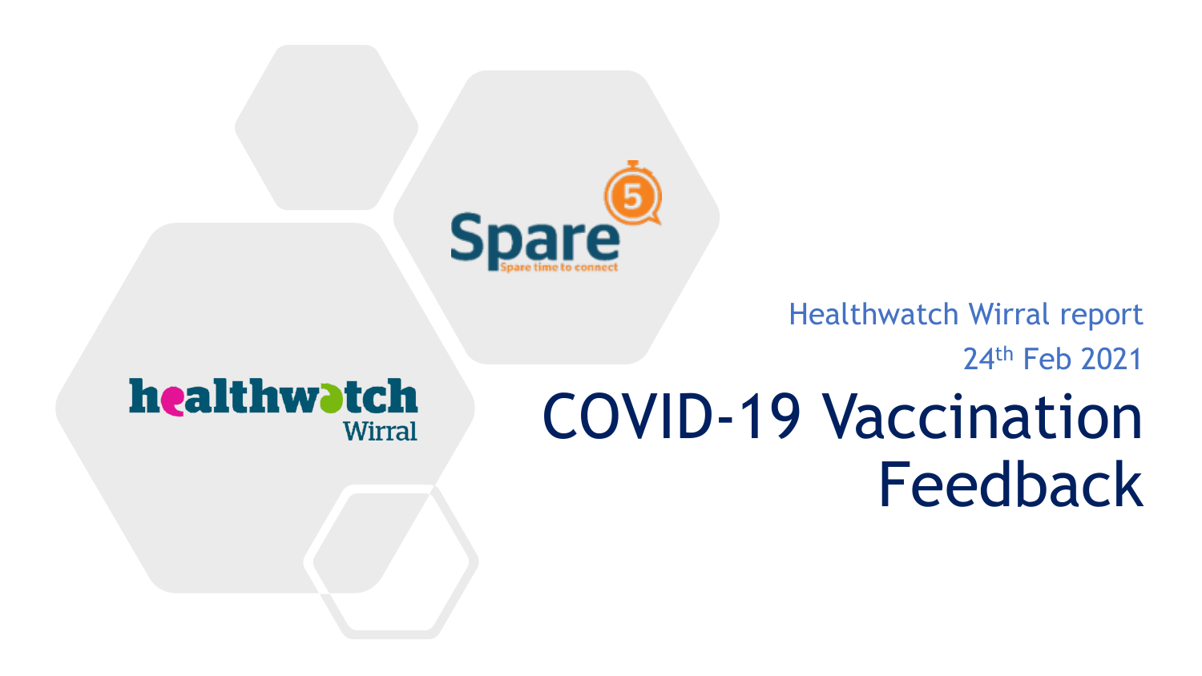Healthwatch Wirral report

24th Feb 2021

# COVID-19 Vaccination Feedback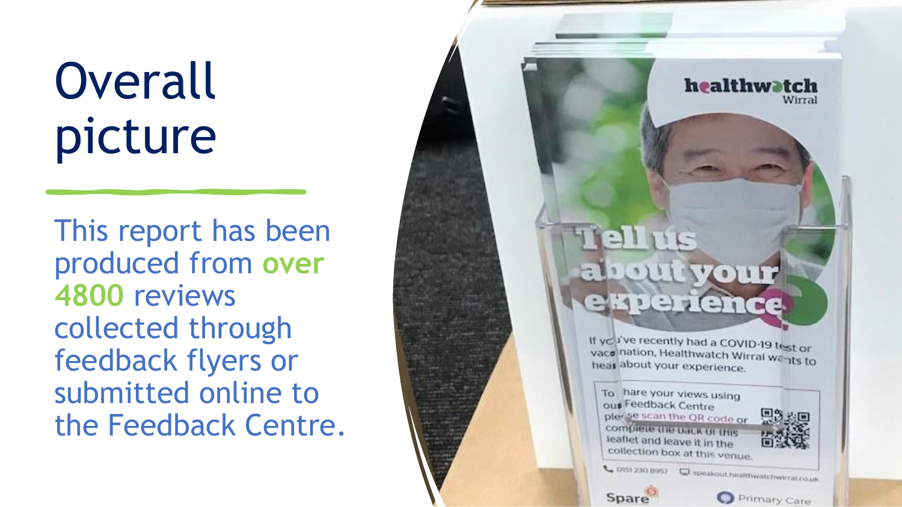# Overall picture

This report has been produced from **over 4800** reviews collected through feedback flyers or submitted online to the Feedback Centre.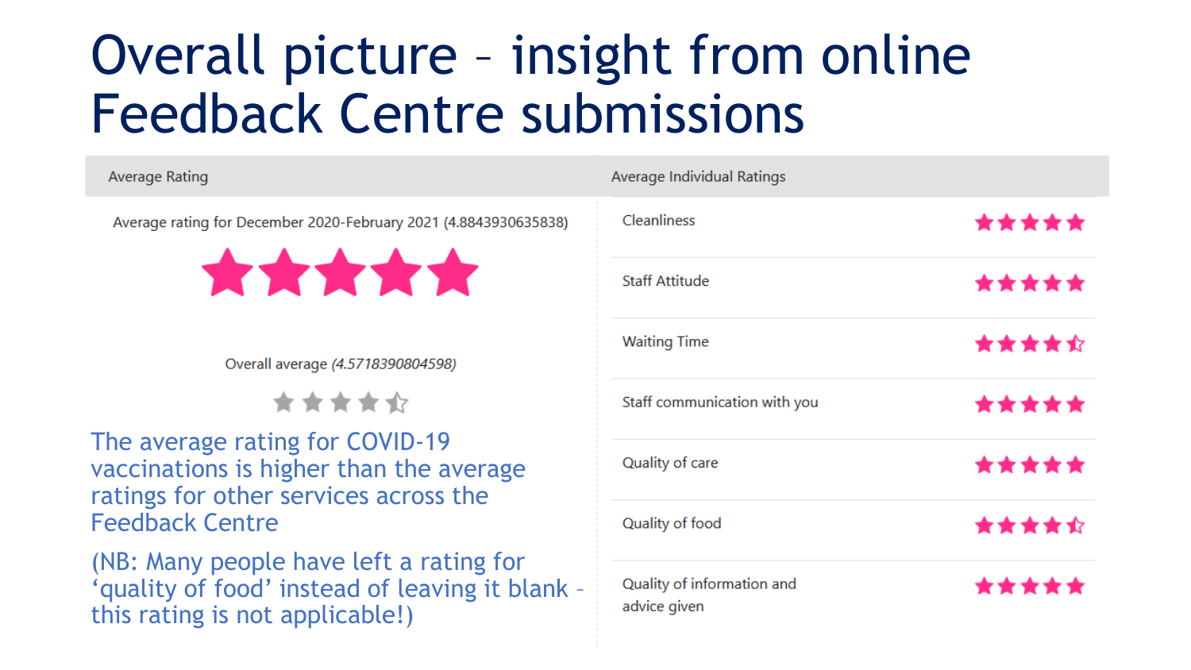# Overall picture – insight from online Feedback Centre submissions

| Average Rating | Average Individual Ratings | |
|---|---|---|
| Average rating for December 2020-February 2021 (4.8843930635838) | Cleanliness | ★★★★★ |
| ★★★★★ | Staff Attitude | ★★★★★ |
| Overall average *(4.5718390804598)* | Waiting Time | ★★★★½ |
| ★★★★½ | Staff communication with you | ★★★★★ |
| | Quality of care | ★★★★★ |
| | Quality of food | ★★★★½ |
| | Quality of information and advice given | ★★★★★ |

The average rating for COVID-19 vaccinations is higher than the average ratings for other services across the Feedback Centre

(NB: Many people have left a rating for 'quality of food' instead of leaving it blank – this rating is not applicable!)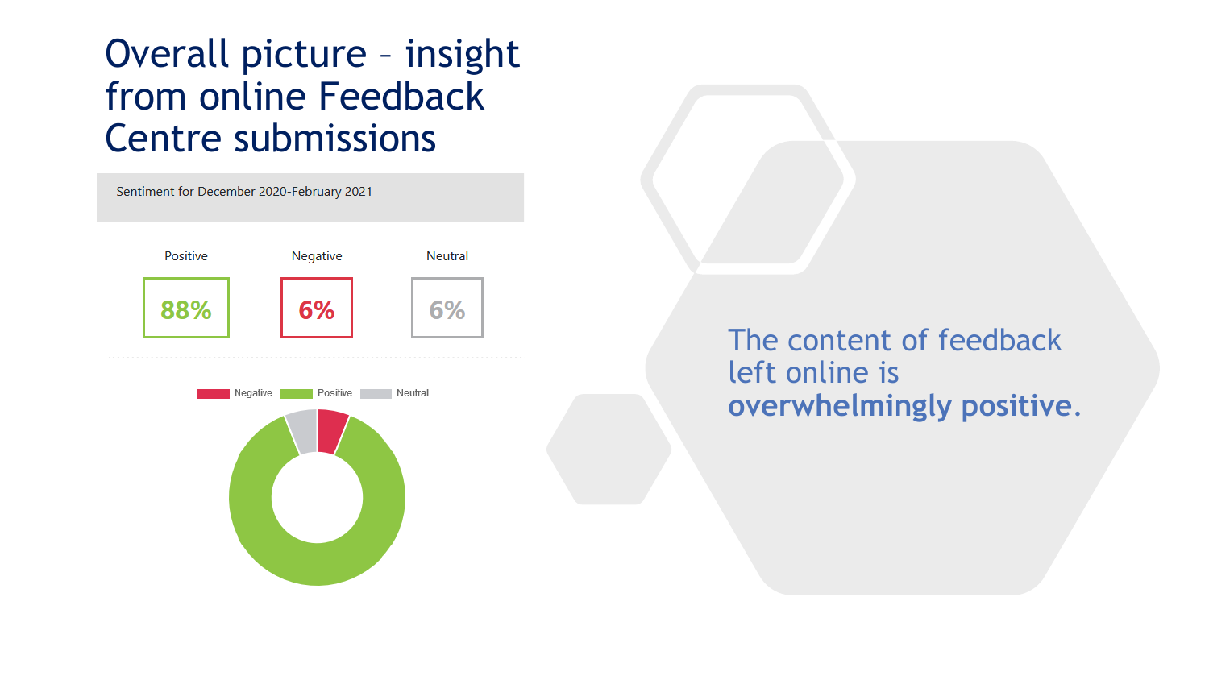# Overall picture – insight from online Feedback Centre submissions

Sentiment for December 2020-February 2021

| Positive | Negative | Neutral |
| --- | --- | --- |
| 88% | 6% | 6% |

Negative Positive Neutral

The content of feedback left online is **overwhelmingly positive.**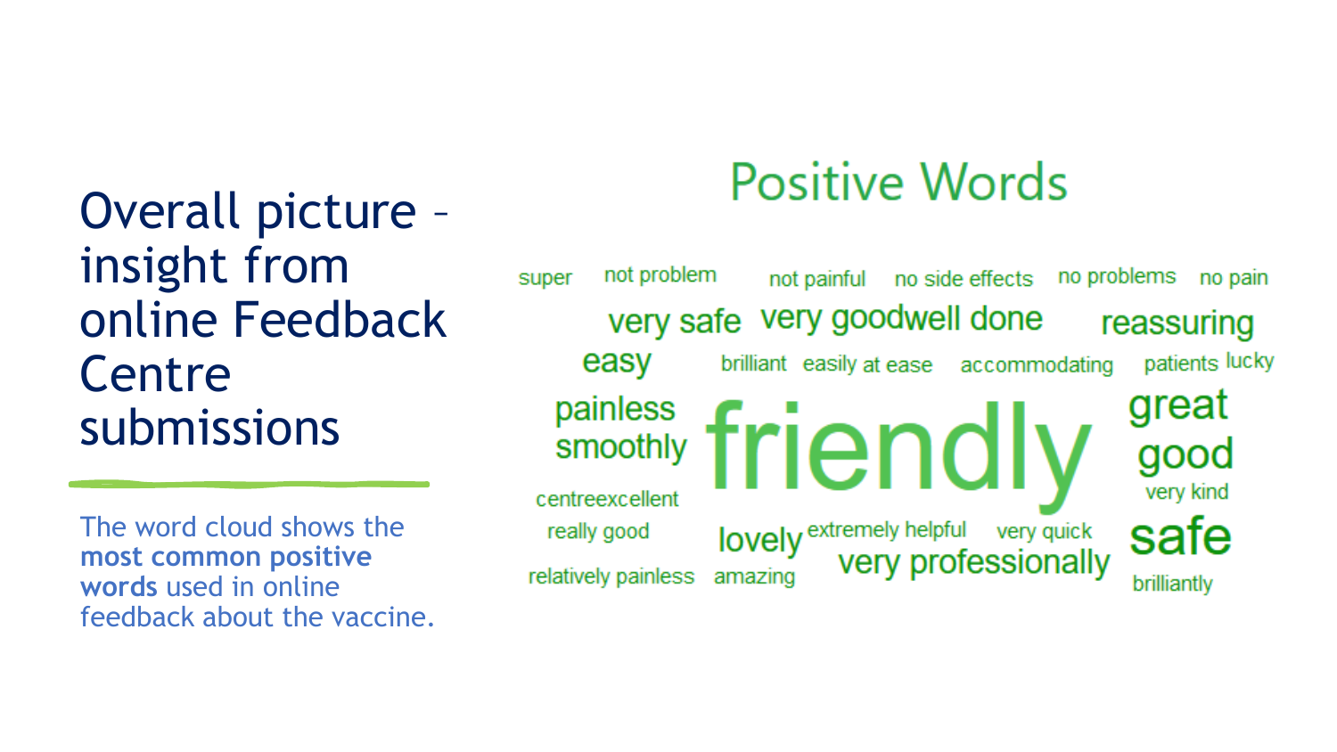# Overall picture – insight from online Feedback Centre submissions

The word cloud shows the **most common positive words** used in online feedback about the vaccine.

## Positive Words

super, not problem, not painful, no side effects, no problems, no pain, very safe, very goodwell done, reassuring, easy, brilliant, easily at ease, accommodating, patients lucky, painless, smoothly, friendly, great, good, very kind, centreexcellent, really good, lovely, extremely helpful, very quick, safe, relatively painless, amazing, very professionally, brilliantly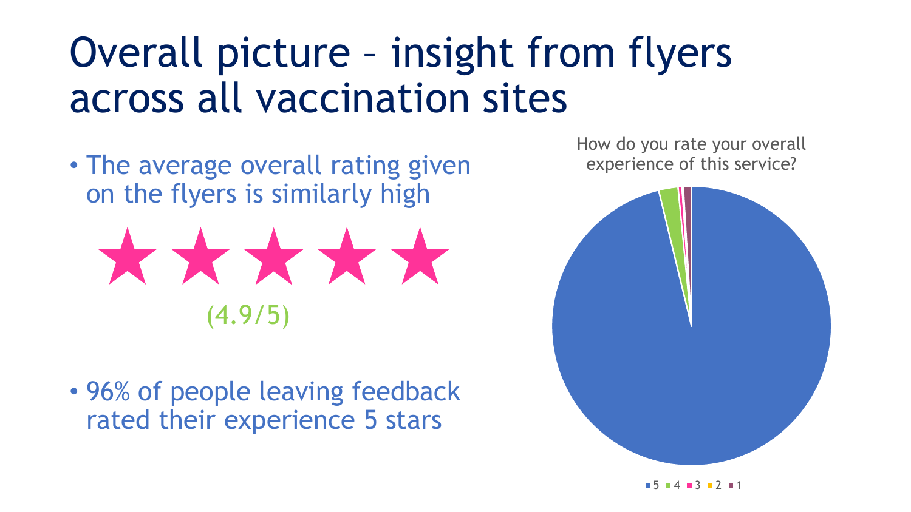# Overall picture – insight from flyers across all vaccination sites

- The average overall rating given on the flyers is similarly high

★★★★★

(4.9/5)

- 96% of people leaving feedback rated their experience 5 stars

How do you rate your overall experience of this service?

5 · 4 · 3 · 2 · 1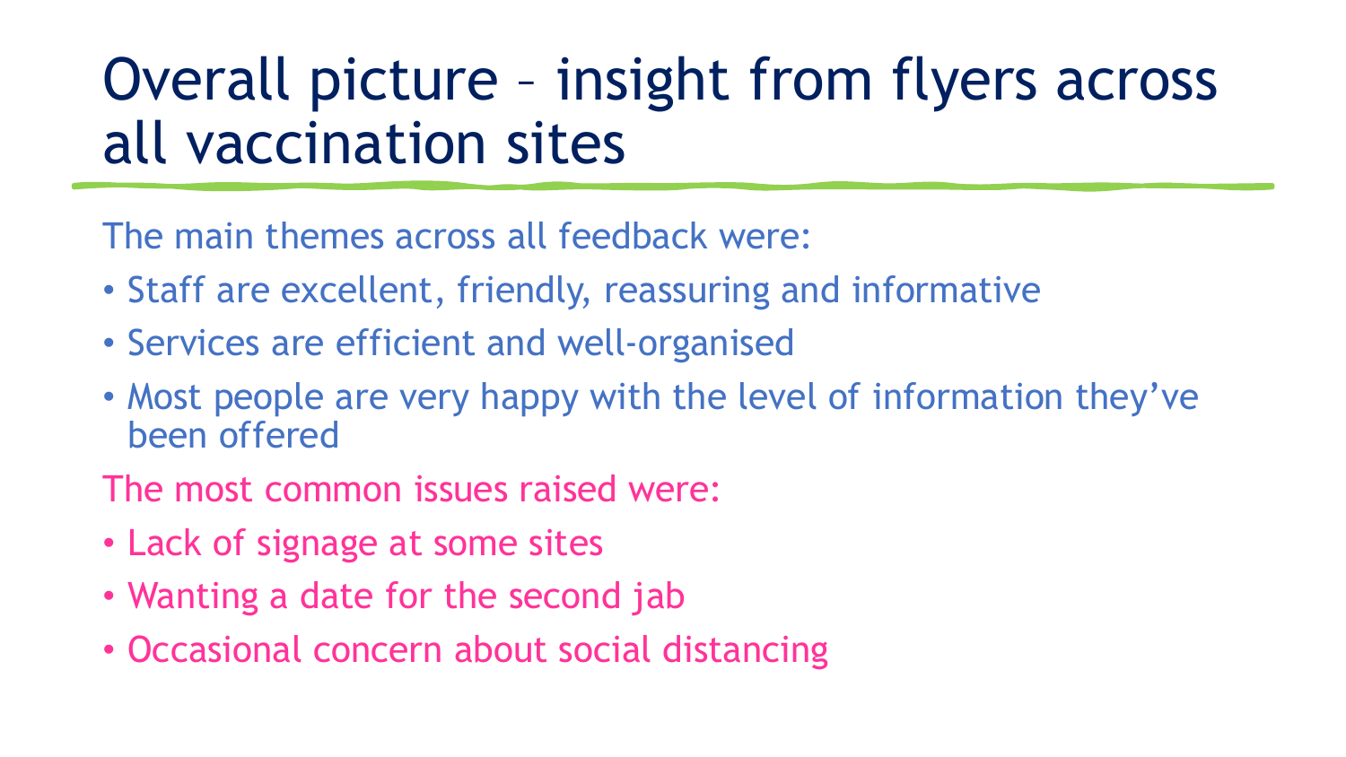# Overall picture – insight from flyers across all vaccination sites

The main themes across all feedback were:

- Staff are excellent, friendly, reassuring and informative
- Services are efficient and well-organised
- Most people are very happy with the level of information they've been offered

The most common issues raised were:

- Lack of signage at some sites
- Wanting a date for the second jab
- Occasional concern about social distancing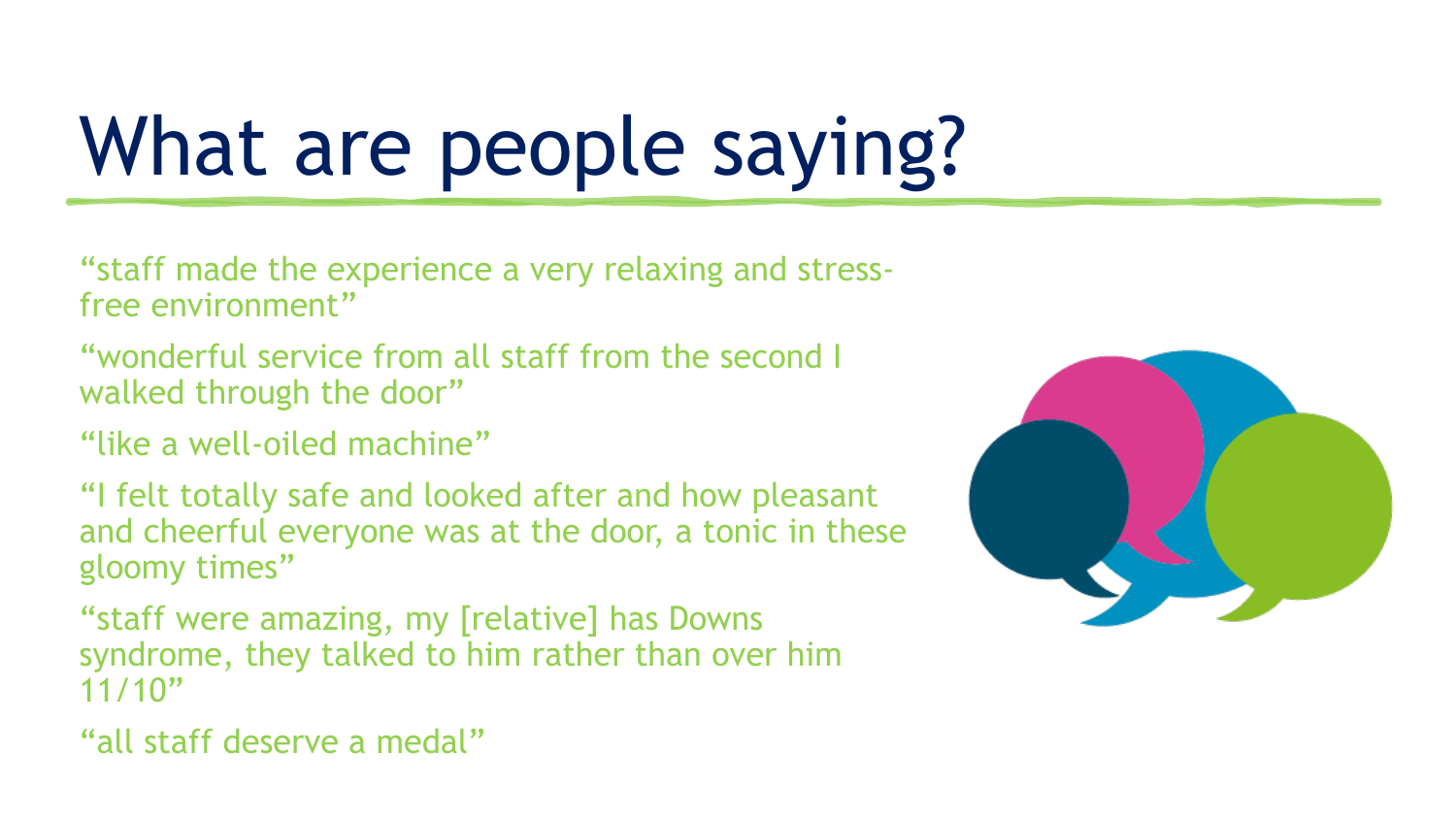# What are people saying?

"staff made the experience a very relaxing and stress-free environment"

"wonderful service from all staff from the second I walked through the door"

"like a well-oiled machine"

"I felt totally safe and looked after and how pleasant and cheerful everyone was at the door, a tonic in these gloomy times"

"staff were amazing, my [relative] has Downs syndrome, they talked to him rather than over him 11/10"

"all staff deserve a medal"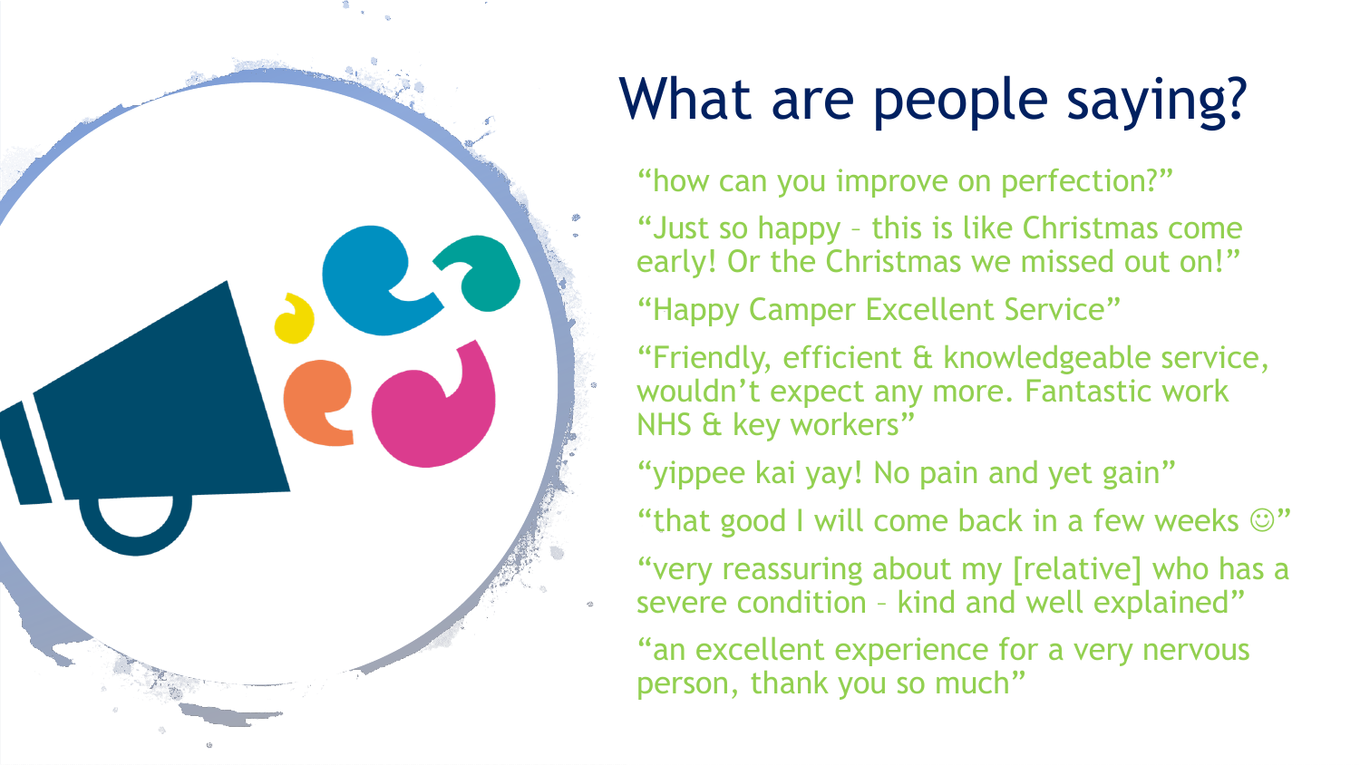# What are people saying?

"how can you improve on perfection?"

"Just so happy – this is like Christmas come early! Or the Christmas we missed out on!"

"Happy Camper Excellent Service"

"Friendly, efficient & knowledgeable service, wouldn't expect any more. Fantastic work NHS & key workers"

"yippee kai yay! No pain and yet gain"

"that good I will come back in a few weeks ☺"

"very reassuring about my [relative] who has a severe condition – kind and well explained"

"an excellent experience for a very nervous person, thank you so much"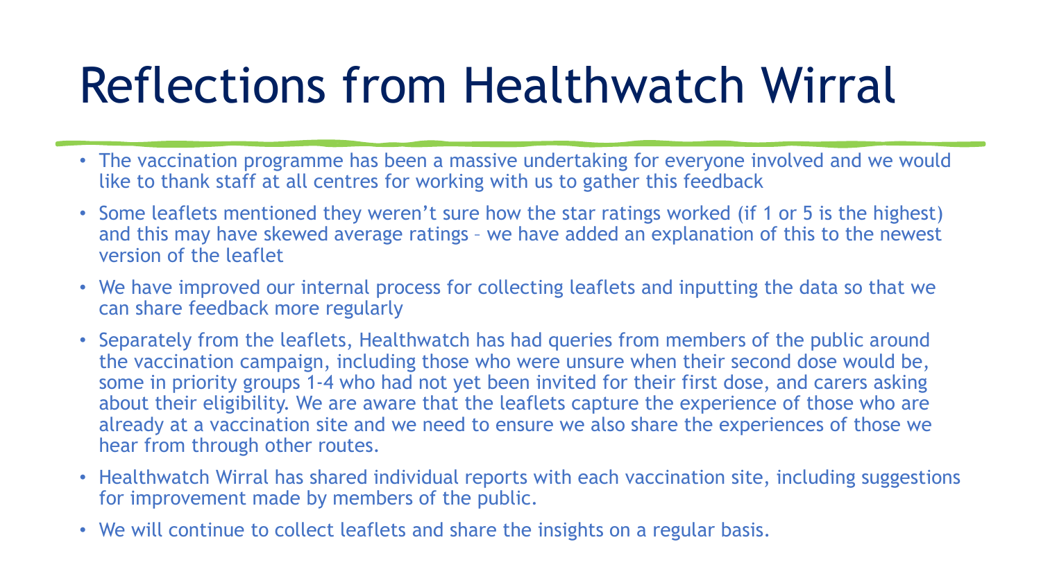# Reflections from Healthwatch Wirral

- The vaccination programme has been a massive undertaking for everyone involved and we would like to thank staff at all centres for working with us to gather this feedback
- Some leaflets mentioned they weren't sure how the star ratings worked (if 1 or 5 is the highest) and this may have skewed average ratings – we have added an explanation of this to the newest version of the leaflet
- We have improved our internal process for collecting leaflets and inputting the data so that we can share feedback more regularly
- Separately from the leaflets, Healthwatch has had queries from members of the public around the vaccination campaign, including those who were unsure when their second dose would be, some in priority groups 1-4 who had not yet been invited for their first dose, and carers asking about their eligibility. We are aware that the leaflets capture the experience of those who are already at a vaccination site and we need to ensure we also share the experiences of those we hear from through other routes.
- Healthwatch Wirral has shared individual reports with each vaccination site, including suggestions for improvement made by members of the public.
- We will continue to collect leaflets and share the insights on a regular basis.